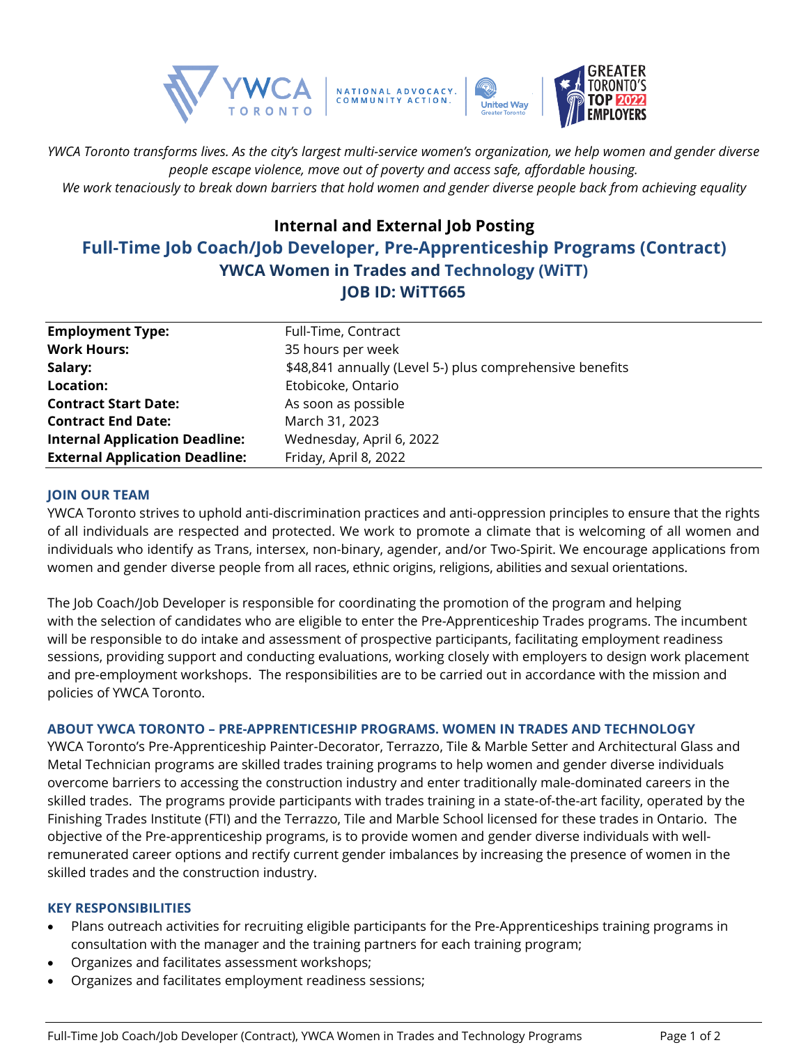*YWCA Toronto transforms lives. As the city's largest multi-service women's organization, we help women and gender diverse people escape violence, move out of poverty and access safe, affordable housing.*
*We work tenaciously to break down barriers that hold women and gender diverse people back from achieving equality*

## Internal and External Job Posting

# Full-Time Job Coach/Job Developer, Pre-Apprenticeship Programs (Contract)

## YWCA Women in Trades and Technology (WiTT)

## JOB ID: WiTT665

| | |
|---|---|
| **Employment Type:** | Full-Time, Contract |
| **Work Hours:** | 35 hours per week |
| **Salary:** | $48,841 annually (Level 5-) plus comprehensive benefits |
| **Location:** | Etobicoke, Ontario |
| **Contract Start Date:** | As soon as possible |
| **Contract End Date:** | March 31, 2023 |
| **Internal Application Deadline:** | Wednesday, April 6, 2022 |
| **External Application Deadline:** | Friday, April 8, 2022 |

### JOIN OUR TEAM

YWCA Toronto strives to uphold anti-discrimination practices and anti-oppression principles to ensure that the rights of all individuals are respected and protected. We work to promote a climate that is welcoming of all women and individuals who identify as Trans, intersex, non-binary, agender, and/or Two-Spirit. We encourage applications from women and gender diverse people from all races, ethnic origins, religions, abilities and sexual orientations.

The Job Coach/Job Developer is responsible for coordinating the promotion of the program and helping with the selection of candidates who are eligible to enter the Pre-Apprenticeship Trades programs. The incumbent will be responsible to do intake and assessment of prospective participants, facilitating employment readiness sessions, providing support and conducting evaluations, working closely with employers to design work placement and pre-employment workshops. The responsibilities are to be carried out in accordance with the mission and policies of YWCA Toronto.

### ABOUT YWCA TORONTO – PRE-APPRENTICESHIP PROGRAMS. WOMEN IN TRADES AND TECHNOLOGY

YWCA Toronto's Pre-Apprenticeship Painter-Decorator, Terrazzo, Tile & Marble Setter and Architectural Glass and Metal Technician programs are skilled trades training programs to help women and gender diverse individuals overcome barriers to accessing the construction industry and enter traditionally male-dominated careers in the skilled trades. The programs provide participants with trades training in a state-of-the-art facility, operated by the Finishing Trades Institute (FTI) and the Terrazzo, Tile and Marble School licensed for these trades in Ontario. The objective of the Pre-apprenticeship programs, is to provide women and gender diverse individuals with well-remunerated career options and rectify current gender imbalances by increasing the presence of women in the skilled trades and the construction industry.

### KEY RESPONSIBILITIES

- Plans outreach activities for recruiting eligible participants for the Pre-Apprenticeships training programs in consultation with the manager and the training partners for each training program;
- Organizes and facilitates assessment workshops;
- Organizes and facilitates employment readiness sessions;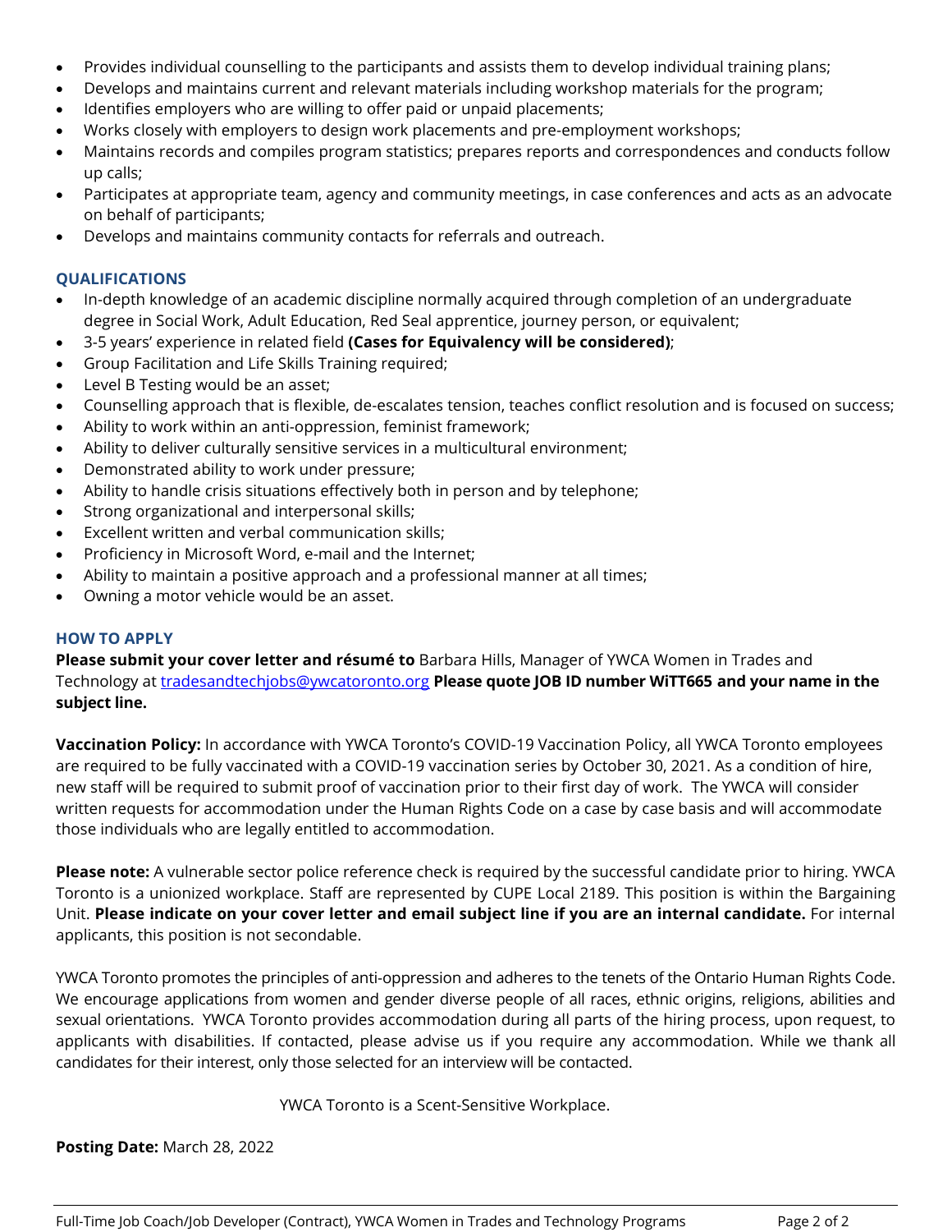- Provides individual counselling to the participants and assists them to develop individual training plans;
- Develops and maintains current and relevant materials including workshop materials for the program;
- Identifies employers who are willing to offer paid or unpaid placements;
- Works closely with employers to design work placements and pre-employment workshops;
- Maintains records and compiles program statistics; prepares reports and correspondences and conducts follow up calls;
- Participates at appropriate team, agency and community meetings, in case conferences and acts as an advocate on behalf of participants;
- Develops and maintains community contacts for referrals and outreach.

## QUALIFICATIONS

- In-depth knowledge of an academic discipline normally acquired through completion of an undergraduate degree in Social Work, Adult Education, Red Seal apprentice, journey person, or equivalent;
- 3-5 years' experience in related field **(Cases for Equivalency will be considered)**;
- Group Facilitation and Life Skills Training required;
- Level B Testing would be an asset;
- Counselling approach that is flexible, de-escalates tension, teaches conflict resolution and is focused on success;
- Ability to work within an anti-oppression, feminist framework;
- Ability to deliver culturally sensitive services in a multicultural environment;
- Demonstrated ability to work under pressure;
- Ability to handle crisis situations effectively both in person and by telephone;
- Strong organizational and interpersonal skills;
- Excellent written and verbal communication skills;
- Proficiency in Microsoft Word, e-mail and the Internet;
- Ability to maintain a positive approach and a professional manner at all times;
- Owning a motor vehicle would be an asset.

## HOW TO APPLY

**Please submit your cover letter and résumé to** Barbara Hills, Manager of YWCA Women in Trades and Technology at tradesandtechjobs@ywcatoronto.org **Please quote JOB ID number WiTT665 and your name in the subject line.**

**Vaccination Policy:** In accordance with YWCA Toronto's COVID-19 Vaccination Policy, all YWCA Toronto employees are required to be fully vaccinated with a COVID-19 vaccination series by October 30, 2021. As a condition of hire, new staff will be required to submit proof of vaccination prior to their first day of work. The YWCA will consider written requests for accommodation under the Human Rights Code on a case by case basis and will accommodate those individuals who are legally entitled to accommodation.

**Please note:** A vulnerable sector police reference check is required by the successful candidate prior to hiring. YWCA Toronto is a unionized workplace. Staff are represented by CUPE Local 2189. This position is within the Bargaining Unit. **Please indicate on your cover letter and email subject line if you are an internal candidate.** For internal applicants, this position is not secondable.

YWCA Toronto promotes the principles of anti-oppression and adheres to the tenets of the Ontario Human Rights Code. We encourage applications from women and gender diverse people of all races, ethnic origins, religions, abilities and sexual orientations. YWCA Toronto provides accommodation during all parts of the hiring process, upon request, to applicants with disabilities. If contacted, please advise us if you require any accommodation. While we thank all candidates for their interest, only those selected for an interview will be contacted.

YWCA Toronto is a Scent-Sensitive Workplace.

**Posting Date:** March 28, 2022